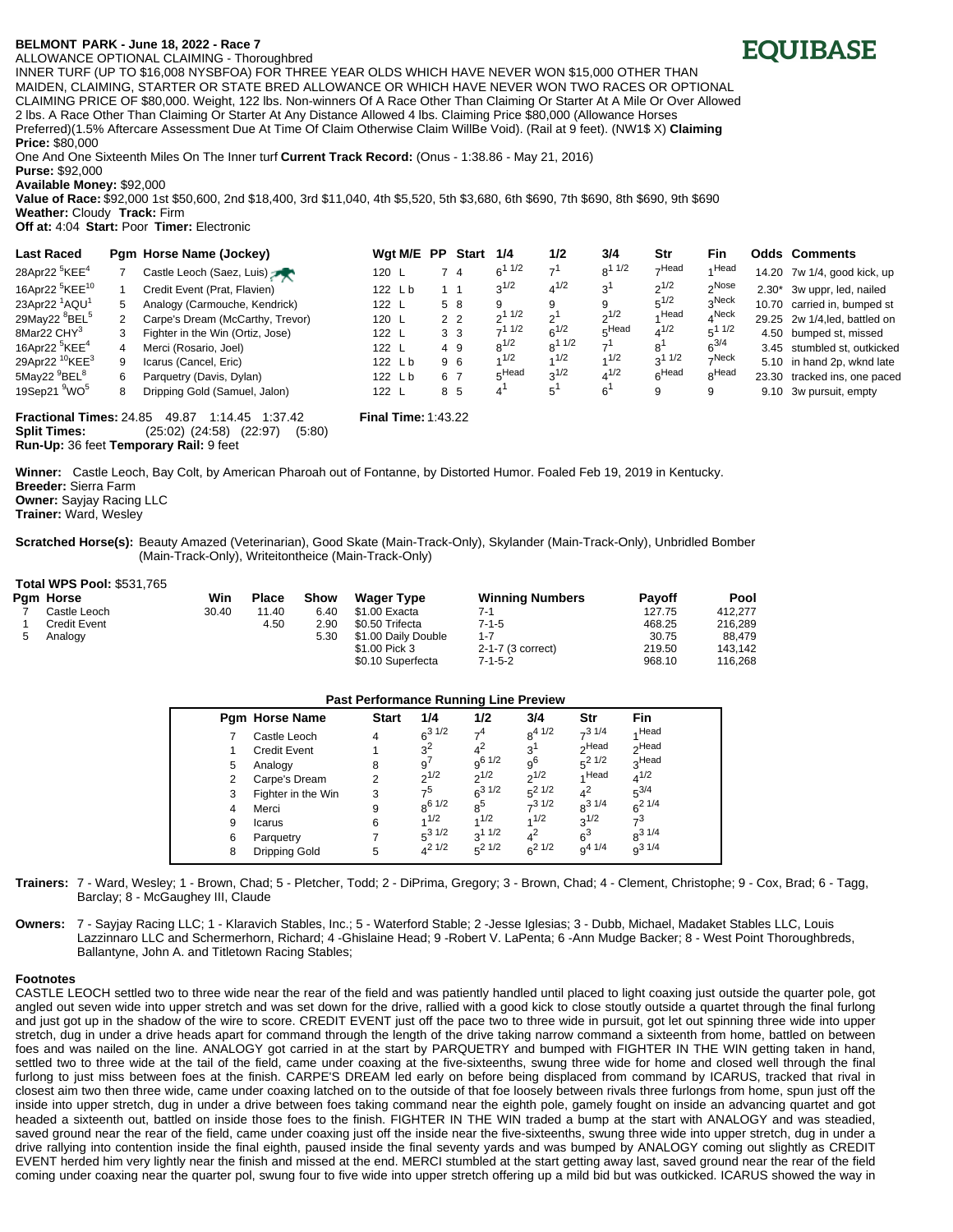**BELMONT PARK - June 18, 2022 - Race 7**

EQUIBASE

ALLOWANCE OPTIONAL CLAIMING - Thoroughbred

INNER TURF (UP TO $16,008 NYSBFOA) FOR THREE YEAR OLDS WHICH HAVE NEVER WON $15,000 OTHER THAN MAIDEN, CLAIMING, STARTER OR STATE BRED ALLOWANCE OR WHICH HAVE NEVER WON TWO RACES OR OPTIONAL CLAIMING PRICE OF $80,000. Weight, 122 lbs. Non-winners Of A Race Other Than Claiming Or Starter At A Mile Or Over Allowed 2 lbs. A Race Other Than Claiming Or Starter At Any Distance Allowed 4 lbs. Claiming Price $80,000 (Allowance Horses Preferred)(1.5% Aftercare Assessment Due At Time Of Claim Otherwise Claim WillBe Void). (Rail at 9 feet). (NW1$ X) **Claiming Price:** $80,000

One And One Sixteenth Miles On The Inner turf **Current Track Record:** (Onus - 1:38.86 - May 21, 2016)

**Purse:** $92,000

**Available Money:** $92,000

**Value of Race:** $92,000 1st $50,600, 2nd $18,400, 3rd $11,040, 4th $5,520, 5th $3,680, 6th $690, 7th $690, 8th $690, 9th $690

**Weather:** Cloudy **Track:** Firm

**Off at:** 4:04 **Start:** Poor **Timer:** Electronic

| Last Raced | Pgm | Horse Name (Jockey) | Wgt | M/E | PP | Start | 1/4 | 1/2 | 3/4 | Str | Fin | Odds | Comments |
|---|---|---|---|---|---|---|---|---|---|---|---|---|---|
| 28Apr22 5KEE4 | 7 | Castle Leoch (Saez, Luis) | 120 | L | 7 | 4 | 6 1 1/2 | 7 1 | 8 1 1/2 | 7 Head | 1 Head | 14.20 | 7w 1/4, good kick, up |
| 16Apr22 5KEE10 | 1 | Credit Event (Prat, Flavien) | 122 | L b | 1 | 1 | 3 1/2 | 4 1/2 | 3 1 | 2 1/2 | 2 Nose | 2.30* | 3w uppr, led, nailed |
| 23Apr22 1AQU1 | 5 | Analogy (Carmouche, Kendrick) | 122 | L | 5 | 8 | 9 | 9 | 9 | 5 1/2 | 3 Neck | 10.70 | carried in, bumped st |
| 29May22 8BEL5 | 2 | Carpe's Dream (McCarthy, Trevor) | 120 | L | 2 | 2 | 2 1 1/2 | 2 1 | 2 1/2 | 1 Head | 4 Neck | 29.25 | 2w 1/4,led, battled on |
| 8Mar22 CHY3 | 3 | Fighter in the Win (Ortiz, Jose) | 122 | L | 3 | 3 | 7 1 1/2 | 6 1/2 | 5 Head | 4 1/2 | 5 1 1/2 | 4.50 | bumped st, missed |
| 16Apr22 5KEE4 | 4 | Merci (Rosario, Joel) | 122 | L | 4 | 9 | 8 1/2 | 8 1 1/2 | 7 1 | 8 1 | 6 3/4 | 3.45 | stumbled st, outkicked |
| 29Apr22 10KEE3 | 9 | Icarus (Cancel, Eric) | 122 | L b | 9 | 6 | 1 1/2 | 1 1/2 | 1 1/2 | 3 1 1/2 | 7 Neck | 5.10 | in hand 2p, wknd late |
| 5May22 9BEL8 | 6 | Parquetry (Davis, Dylan) | 122 | L b | 6 | 7 | 5 Head | 3 1/2 | 4 1/2 | 6 Head | 8 Head | 23.30 | tracked ins, one paced |
| 19Sep21 9WO5 | 8 | Dripping Gold (Samuel, Jalon) | 122 | L | 8 | 5 | 4 1 | 5 1 | 6 1 | 9 | 9 | 9.10 | 3w pursuit, empty |

**Fractional Times:** 24.85 49.87 1:14.45 1:37.42 **Final Time:** 1:43.22

**Split Times:** (25:02) (24:58) (22:97) (5:80)

**Run-Up:** 36 feet **Temporary Rail:** 9 feet

**Winner:** Castle Leoch, Bay Colt, by American Pharoah out of Fontanne, by Distorted Humor. Foaled Feb 19, 2019 in Kentucky.

**Breeder:** Sierra Farm

**Owner:** Sayjay Racing LLC

**Trainer:** Ward, Wesley

**Scratched Horse(s):** Beauty Amazed (Veterinarian), Good Skate (Main-Track-Only), Skylander (Main-Track-Only), Unbridled Bomber (Main-Track-Only), Writeitontheice (Main-Track-Only)

**Total WPS Pool:** $531,765

| Pgm | Horse | Win | Place | Show | Wager Type | Winning Numbers | Payoff | Pool |
|---|---|---|---|---|---|---|---|---|
| 7 | Castle Leoch | 30.40 | 11.40 | 6.40 | $1.00 Exacta | 7-1 | 127.75 | 412,277 |
| 1 | Credit Event | | 4.50 | 2.90 | $0.50 Trifecta | 7-1-5 | 468.25 | 216,289 |
| 5 | Analogy | | | 5.30 | $1.00 Daily Double | 1-7 | 30.75 | 88,479 |
| | | | | | $1.00 Pick 3 | 2-1-7 (3 correct) | 219.50 | 143,142 |
| | | | | | $0.10 Superfecta | 7-1-5-2 | 968.10 | 116,268 |

**Past Performance Running Line Preview**

| Pgm | Horse Name | Start | 1/4 | 1/2 | 3/4 | Str | Fin |
|---|---|---|---|---|---|---|---|
| 7 | Castle Leoch | 4 | 6 3 1/2 | 7 4 | 8 4 1/2 | 7 3 1/4 | 1 Head |
| 1 | Credit Event | 1 | 3 2 | 4 2 | 3 1 | 2 Head | 2 Head |
| 5 | Analogy | 8 | 9 7 | 9 6 1/2 | 9 6 | 5 2 1/2 | 3 Head |
| 2 | Carpe's Dream | 2 | 2 1/2 | 2 1/2 | 2 1/2 | 1 Head | 4 1/2 |
| 3 | Fighter in the Win | 3 | 7 5 | 6 3 1/2 | 5 2 1/2 | 4 2 | 5 3/4 |
| 4 | Merci | 9 | 8 6 1/2 | 8 5 | 7 3 1/2 | 8 3 1/4 | 6 2 1/4 |
| 9 | Icarus | 6 | 1 1/2 | 1 1/2 | 1 1/2 | 3 1/2 | 7 3 |
| 6 | Parquetry | 7 | 5 3 1/2 | 3 1 1/2 | 4 2 | 6 3 | 8 3 1/4 |
| 8 | Dripping Gold | 5 | 4 2 1/2 | 5 2 1/2 | 6 2 1/2 | 9 4 1/4 | 9 3 1/4 |

**Trainers:** 7 - Ward, Wesley; 1 - Brown, Chad; 5 - Pletcher, Todd; 2 - DiPrima, Gregory; 3 - Brown, Chad; 4 - Clement, Christophe; 9 - Cox, Brad; 6 - Tagg, Barclay; 8 - McGaughey III, Claude

**Owners:** 7 - Sayjay Racing LLC; 1 - Klaravich Stables, Inc.; 5 - Waterford Stable; 2 -Jesse Iglesias; 3 - Dubb, Michael, Madaket Stables LLC, Louis Lazzinnaro LLC and Schermerhorn, Richard; 4 -Ghislaine Head; 9 -Robert V. LaPenta; 6 -Ann Mudge Backer; 8 - West Point Thoroughbreds, Ballantyne, John A. and Titletown Racing Stables;

**Footnotes**

CASTLE LEOCH settled two to three wide near the rear of the field and was patiently handled until placed to light coaxing just outside the quarter pole, got angled out seven wide into upper stretch and was set down for the drive, rallied with a good kick to close stoutly outside a quartet through the final furlong and just got up in the shadow of the wire to score. CREDIT EVENT just off the pace two to three wide in pursuit, got let out spinning three wide into upper stretch, dug in under a drive heads apart for command through the length of the drive taking narrow command a sixteenth from home, battled on between foes and was nailed on the line. ANALOGY got carried in at the start by PARQUETRY and bumped with FIGHTER IN THE WIN getting taken in hand, settled two to three wide at the tail of the field, came under coaxing at the five-sixteenths, swung three wide for home and closed well through the final furlong to just miss between foes at the finish. CARPE'S DREAM led early on before being displaced from command by ICARUS, tracked that rival in closest aim two then three wide, came under coaxing latched on to the outside of that foe loosely between rivals three furlongs from home, spun just off the inside into upper stretch, dug in under a drive between foes taking command near the eighth pole, gamely fought on inside an advancing quartet and got headed a sixteenth out, battled on inside those foes to the finish. FIGHTER IN THE WIN traded a bump at the start with ANALOGY and was steadied, saved ground near the rear of the field, came under coaxing just off the inside near the five-sixteenths, swung three wide into upper stretch, dug in under a drive rallying into contention inside the final eighth, paused inside the final seventy yards and was bumped by ANALOGY coming out slightly as CREDIT EVENT herded him very lightly near the finish and missed at the end. MERCI stumbled at the start getting away last, saved ground near the rear of the field coming under coaxing near the quarter pol, swung four to five wide into upper stretch offering up a mild bid but was outkicked. ICARUS showed the way in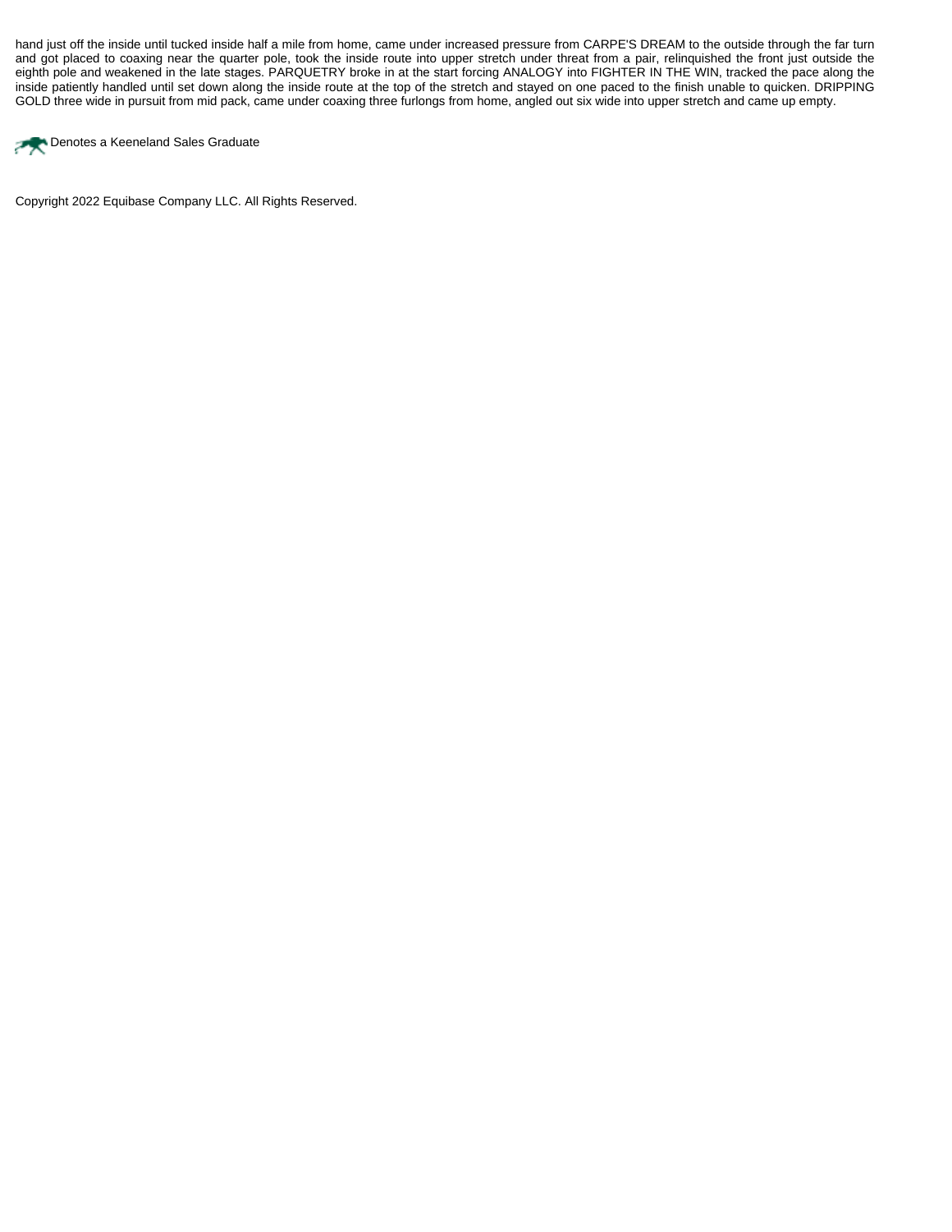hand just off the inside until tucked inside half a mile from home, came under increased pressure from CARPE'S DREAM to the outside through the far turn and got placed to coaxing near the quarter pole, took the inside route into upper stretch under threat from a pair, relinquished the front just outside the eighth pole and weakened in the late stages. PARQUETRY broke in at the start forcing ANALOGY into FIGHTER IN THE WIN, tracked the pace along the inside patiently handled until set down along the inside route at the top of the stretch and stayed on one paced to the finish unable to quicken. DRIPPING GOLD three wide in pursuit from mid pack, came under coaxing three furlongs from home, angled out six wide into upper stretch and came up empty.

Denotes a Keeneland Sales Graduate

Copyright 2022 Equibase Company LLC. All Rights Reserved.